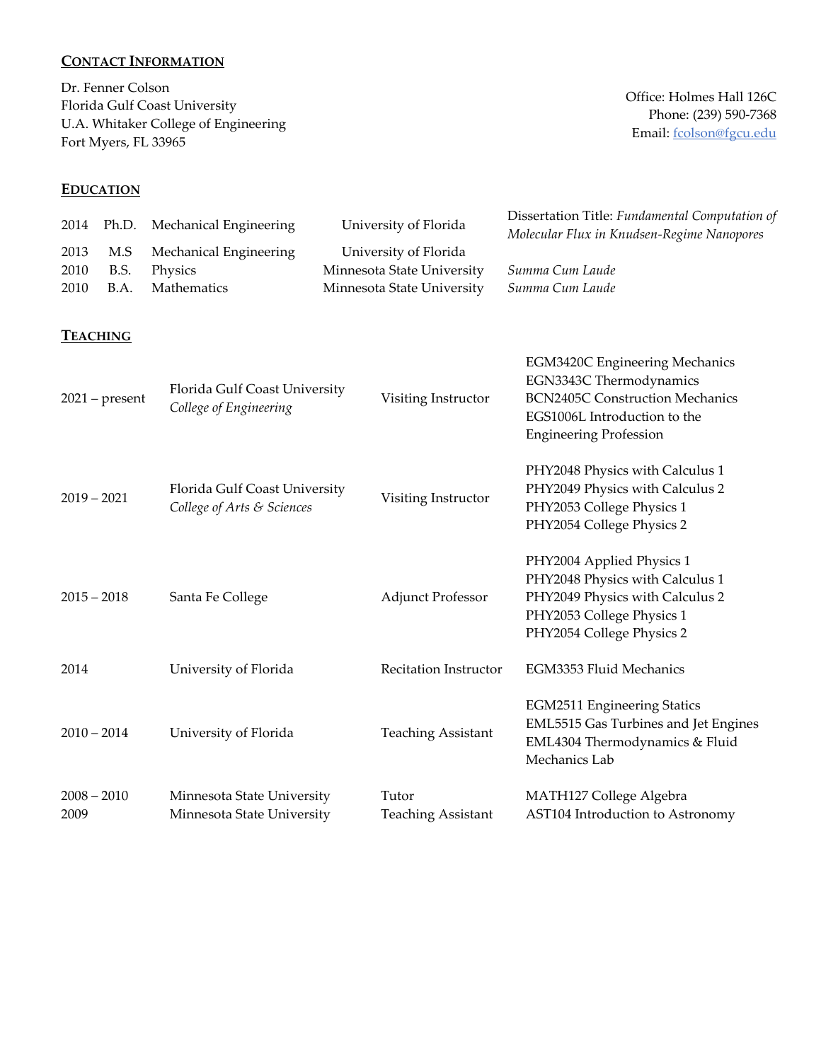## CONTACT INFORMATION

Dr. Fenner Colson
Florida Gulf Coast University
U.A. Whitaker College of Engineering
Fort Myers, FL 33965

Office: Holmes Hall 126C
Phone: (239) 590-7368
Email: fcolson@fgcu.edu

## EDUCATION

| | | | | |
|---|---|---|---|---|
| 2014 | Ph.D. | Mechanical Engineering | University of Florida | Dissertation Title: *Fundamental Computation of Molecular Flux in Knudsen-Regime Nanopores* |
| 2013 | M.S | Mechanical Engineering | University of Florida | |
| 2010 | B.S. | Physics | Minnesota State University | *Summa Cum Laude* |
| 2010 | B.A. | Mathematics | Minnesota State University | *Summa Cum Laude* |

## TEACHING

| | | | |
|---|---|---|---|
| 2021 – present | Florida Gulf Coast University<br>*College of Engineering* | Visiting Instructor | EGM3420C Engineering Mechanics<br>EGN3343C Thermodynamics<br>BCN2405C Construction Mechanics<br>EGS1006L Introduction to the Engineering Profession |
| 2019 – 2021 | Florida Gulf Coast University<br>*College of Arts & Sciences* | Visiting Instructor | PHY2048 Physics with Calculus 1<br>PHY2049 Physics with Calculus 2<br>PHY2053 College Physics 1<br>PHY2054 College Physics 2 |
| 2015 – 2018 | Santa Fe College | Adjunct Professor | PHY2004 Applied Physics 1<br>PHY2048 Physics with Calculus 1<br>PHY2049 Physics with Calculus 2<br>PHY2053 College Physics 1<br>PHY2054 College Physics 2 |
| 2014 | University of Florida | Recitation Instructor | EGM3353 Fluid Mechanics |
| 2010 – 2014 | University of Florida | Teaching Assistant | EGM2511 Engineering Statics<br>EML5515 Gas Turbines and Jet Engines<br>EML4304 Thermodynamics & Fluid Mechanics Lab |
| 2008 – 2010 | Minnesota State University | Tutor | MATH127 College Algebra |
| 2009 | Minnesota State University | Teaching Assistant | AST104 Introduction to Astronomy |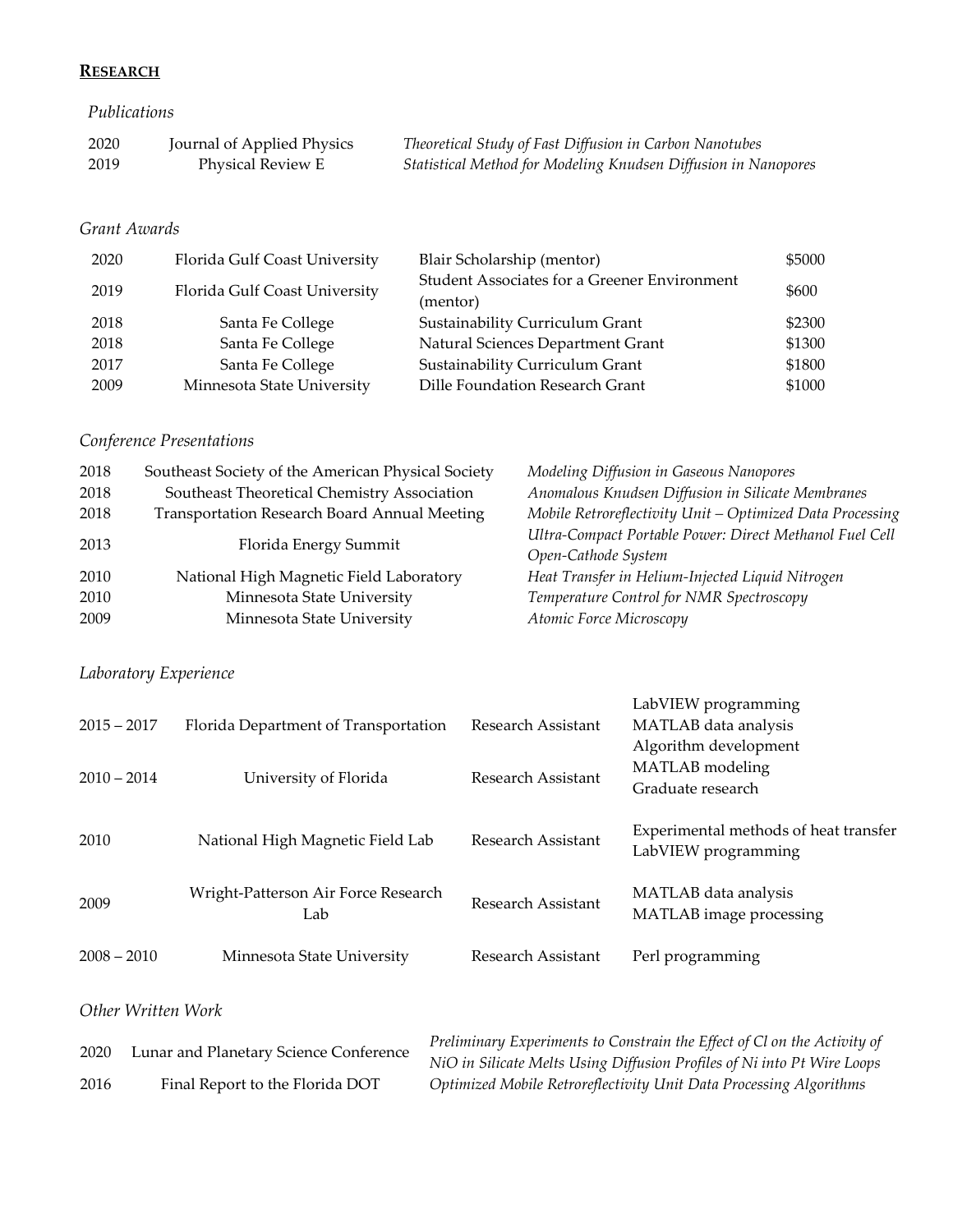## **RESEARCH**

### *Publications*

| | | |
|---|---|---|
| 2020 | Journal of Applied Physics | *Theoretical Study of Fast Diffusion in Carbon Nanotubes* |
| 2019 | Physical Review E | *Statistical Method for Modeling Knudsen Diffusion in Nanopores* |

### *Grant Awards*

| | | | |
|---|---|---|---|
| 2020 | Florida Gulf Coast University | Blair Scholarship (mentor) | $5000 |
| 2019 | Florida Gulf Coast University | Student Associates for a Greener Environment (mentor) | $600 |
| 2018 | Santa Fe College | Sustainability Curriculum Grant | $2300 |
| 2018 | Santa Fe College | Natural Sciences Department Grant | $1300 |
| 2017 | Santa Fe College | Sustainability Curriculum Grant | $1800 |
| 2009 | Minnesota State University | Dille Foundation Research Grant | $1000 |

### *Conference Presentations*

| | | |
|---|---|---|
| 2018 | Southeast Society of the American Physical Society | *Modeling Diffusion in Gaseous Nanopores* |
| 2018 | Southeast Theoretical Chemistry Association | *Anomalous Knudsen Diffusion in Silicate Membranes* |
| 2018 | Transportation Research Board Annual Meeting | *Mobile Retroreflectivity Unit – Optimized Data Processing* |
| 2013 | Florida Energy Summit | *Ultra-Compact Portable Power: Direct Methanol Fuel Cell Open-Cathode System* |
| 2010 | National High Magnetic Field Laboratory | *Heat Transfer in Helium-Injected Liquid Nitrogen* |
| 2010 | Minnesota State University | *Temperature Control for NMR Spectroscopy* |
| 2009 | Minnesota State University | *Atomic Force Microscopy* |

### *Laboratory Experience*

| | | | |
|---|---|---|---|
| 2015 – 2017 | Florida Department of Transportation | Research Assistant | LabVIEW programming<br>MATLAB data analysis<br>Algorithm development |
| 2010 – 2014 | University of Florida | Research Assistant | MATLAB modeling<br>Graduate research |
| 2010 | National High Magnetic Field Lab | Research Assistant | Experimental methods of heat transfer<br>LabVIEW programming |
| 2009 | Wright-Patterson Air Force Research Lab | Research Assistant | MATLAB data analysis<br>MATLAB image processing |
| 2008 – 2010 | Minnesota State University | Research Assistant | Perl programming |

### *Other Written Work*

| | | |
|---|---|---|
| 2020 | Lunar and Planetary Science Conference | *Preliminary Experiments to Constrain the Effect of Cl on the Activity of NiO in Silicate Melts Using Diffusion Profiles of Ni into Pt Wire Loops* |
| 2016 | Final Report to the Florida DOT | *Optimized Mobile Retroreflectivity Unit Data Processing Algorithms* |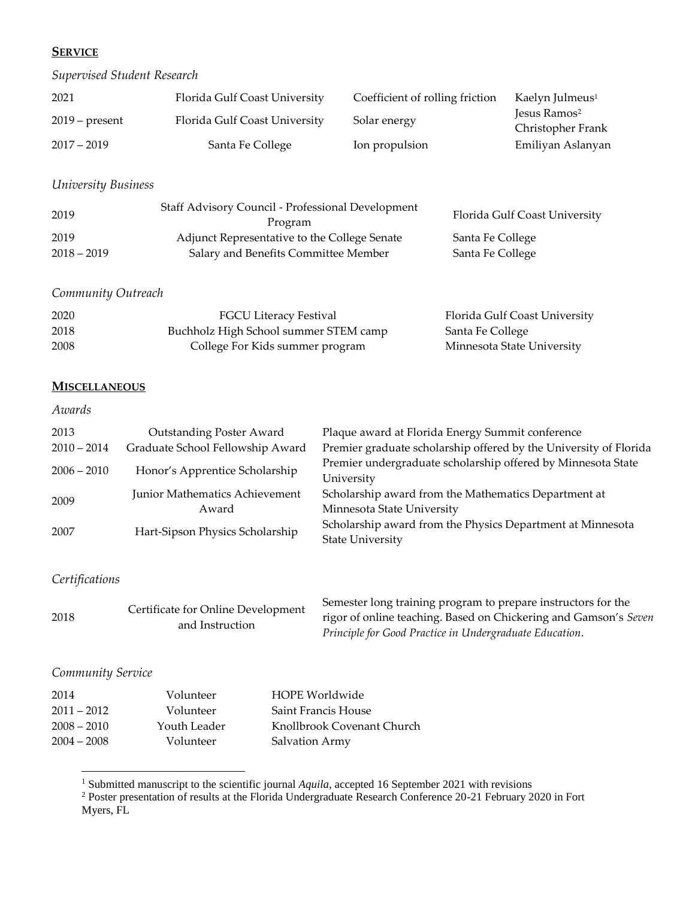## SERVICE

*Supervised Student Research*

| | | | |
|---|---|---|---|
| 2021 | Florida Gulf Coast University | Coefficient of rolling friction | Kaelyn Julmeus[1] |
| 2019 – present | Florida Gulf Coast University | Solar energy | Jesus Ramos[2] Christopher Frank |
| 2017 – 2019 | Santa Fe College | Ion propulsion | Emiliyan Aslanyan |

*University Business*

| | | |
|---|---|---|
| 2019 | Staff Advisory Council - Professional Development Program | Florida Gulf Coast University |
| 2019 | Adjunct Representative to the College Senate | Santa Fe College |
| 2018 – 2019 | Salary and Benefits Committee Member | Santa Fe College |

*Community Outreach*

| | | |
|---|---|---|
| 2020 | FGCU Literacy Festival | Florida Gulf Coast University |
| 2018 | Buchholz High School summer STEM camp | Santa Fe College |
| 2008 | College For Kids summer program | Minnesota State University |

## MISCELLANEOUS

*Awards*

| | | |
|---|---|---|
| 2013 | Outstanding Poster Award | Plaque award at Florida Energy Summit conference |
| 2010 – 2014 | Graduate School Fellowship Award | Premier graduate scholarship offered by the University of Florida |
| 2006 – 2010 | Honor's Apprentice Scholarship | Premier undergraduate scholarship offered by Minnesota State University |
| 2009 | Junior Mathematics Achievement Award | Scholarship award from the Mathematics Department at Minnesota State University |
| 2007 | Hart-Sipson Physics Scholarship | Scholarship award from the Physics Department at Minnesota State University |

*Certifications*

| | | |
|---|---|---|
| 2018 | Certificate for Online Development and Instruction | Semester long training program to prepare instructors for the rigor of online teaching. Based on Chickering and Gamson's *Seven Principle for Good Practice in Undergraduate Education*. |

*Community Service*

| | | |
|---|---|---|
| 2014 | Volunteer | HOPE Worldwide |
| 2011 – 2012 | Volunteer | Saint Francis House |
| 2008 – 2010 | Youth Leader | Knollbrook Covenant Church |
| 2004 – 2008 | Volunteer | Salvation Army |

---

[1] Submitted manuscript to the scientific journal *Aquila*, accepted 16 September 2021 with revisions

[2] Poster presentation of results at the Florida Undergraduate Research Conference 20-21 February 2020 in Fort Myers, FL